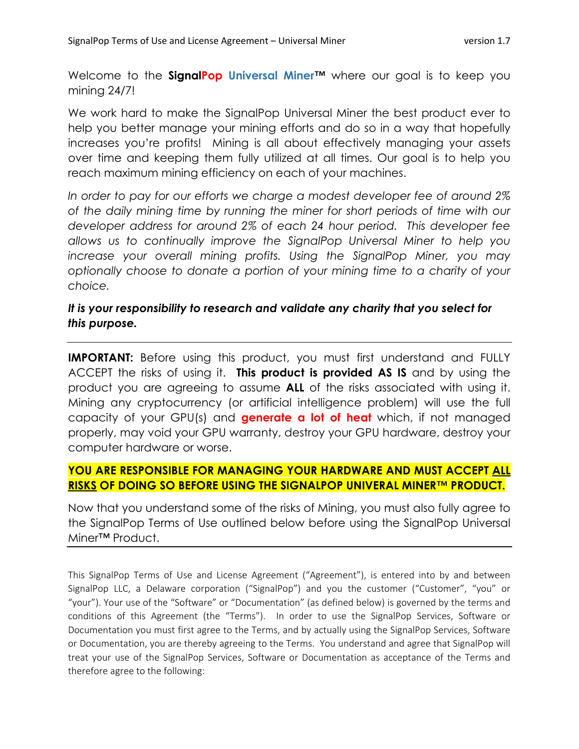Welcome to the **SignalPop Universal Miner™** where our goal is to keep you mining 24/7!

We work hard to make the SignalPop Universal Miner the best product ever to help you better manage your mining efforts and do so in a way that hopefully increases you're profits! Mining is all about effectively managing your assets over time and keeping them fully utilized at all times. Our goal is to help you reach maximum mining efficiency on each of your machines.

*In order to pay for our efforts we charge a modest developer fee of around 2% of the daily mining time by running the miner for short periods of time with our developer address for around 2% of each 24 hour period. This developer fee allows us to continually improve the SignalPop Universal Miner to help you increase your overall mining profits. Using the SignalPop Miner, you may optionally choose to donate a portion of your mining time to a charity of your choice.*

***It is your responsibility to research and validate any charity that you select for this purpose.***

---

**IMPORTANT:** Before using this product, you must first understand and FULLY ACCEPT the risks of using it. **This product is provided AS IS** and by using the product you are agreeing to assume **ALL** of the risks associated with using it. Mining any cryptocurrency (or artificial intelligence problem) will use the full capacity of your GPU(s) and **generate a lot of heat** which, if not managed properly, may void your GPU warranty, destroy your GPU hardware, destroy your computer hardware or worse.

**YOU ARE RESPONSIBLE FOR MANAGING YOUR HARDWARE AND MUST ACCEPT <u>ALL RISKS</u> OF DOING SO BEFORE USING THE SIGNALPOP UNIVERAL MINER™ PRODUCT.**

Now that you understand some of the risks of Mining, you must also fully agree to the SignalPop Terms of Use outlined below before using the SignalPop Universal Miner™ Product.

---

This SignalPop Terms of Use and License Agreement ("Agreement"), is entered into by and between SignalPop LLC, a Delaware corporation ("SignalPop") and you the customer ("Customer", "you" or "your"). Your use of the "Software" or "Documentation" (as defined below) is governed by the terms and conditions of this Agreement (the "Terms"). In order to use the SignalPop Services, Software or Documentation you must first agree to the Terms, and by actually using the SignalPop Services, Software or Documentation, you are thereby agreeing to the Terms. You understand and agree that SignalPop will treat your use of the SignalPop Services, Software or Documentation as acceptance of the Terms and therefore agree to the following: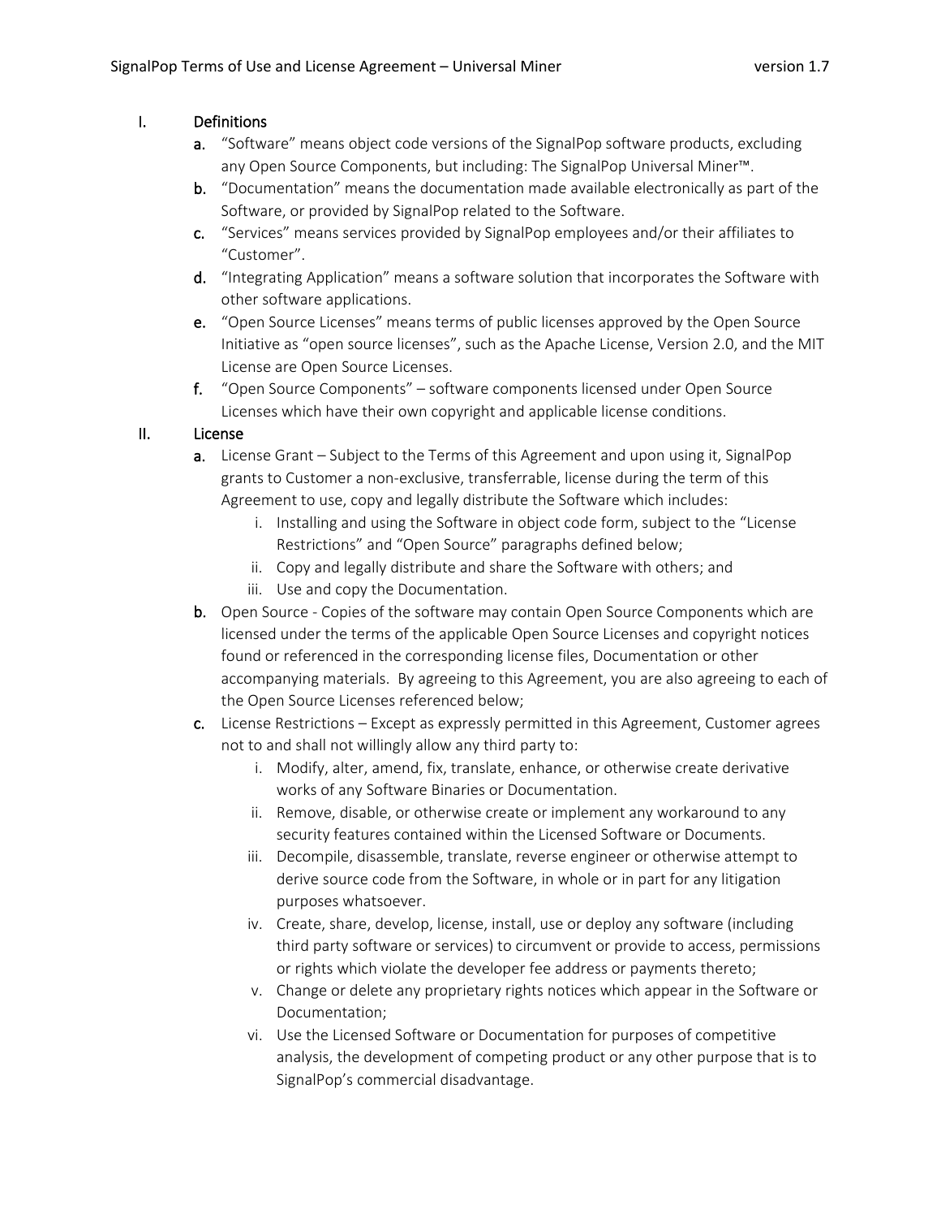## I. Definitions

- **a.** "Software" means object code versions of the SignalPop software products, excluding any Open Source Components, but including: The SignalPop Universal Miner™.
- **b.** "Documentation" means the documentation made available electronically as part of the Software, or provided by SignalPop related to the Software.
- **c.** "Services" means services provided by SignalPop employees and/or their affiliates to "Customer".
- **d.** "Integrating Application" means a software solution that incorporates the Software with other software applications.
- **e.** "Open Source Licenses" means terms of public licenses approved by the Open Source Initiative as "open source licenses", such as the Apache License, Version 2.0, and the MIT License are Open Source Licenses.
- **f.** "Open Source Components" – software components licensed under Open Source Licenses which have their own copyright and applicable license conditions.

## II. License

- **a.** License Grant – Subject to the Terms of this Agreement and upon using it, SignalPop grants to Customer a non-exclusive, transferrable, license during the term of this Agreement to use, copy and legally distribute the Software which includes:
  - i. Installing and using the Software in object code form, subject to the "License Restrictions" and "Open Source" paragraphs defined below;
  - ii. Copy and legally distribute and share the Software with others; and
  - iii. Use and copy the Documentation.
- **b.** Open Source - Copies of the software may contain Open Source Components which are licensed under the terms of the applicable Open Source Licenses and copyright notices found or referenced in the corresponding license files, Documentation or other accompanying materials. By agreeing to this Agreement, you are also agreeing to each of the Open Source Licenses referenced below;
- **c.** License Restrictions – Except as expressly permitted in this Agreement, Customer agrees not to and shall not willingly allow any third party to:
  - i. Modify, alter, amend, fix, translate, enhance, or otherwise create derivative works of any Software Binaries or Documentation.
  - ii. Remove, disable, or otherwise create or implement any workaround to any security features contained within the Licensed Software or Documents.
  - iii. Decompile, disassemble, translate, reverse engineer or otherwise attempt to derive source code from the Software, in whole or in part for any litigation purposes whatsoever.
  - iv. Create, share, develop, license, install, use or deploy any software (including third party software or services) to circumvent or provide to access, permissions or rights which violate the developer fee address or payments thereto;
  - v. Change or delete any proprietary rights notices which appear in the Software or Documentation;
  - vi. Use the Licensed Software or Documentation for purposes of competitive analysis, the development of competing product or any other purpose that is to SignalPop's commercial disadvantage.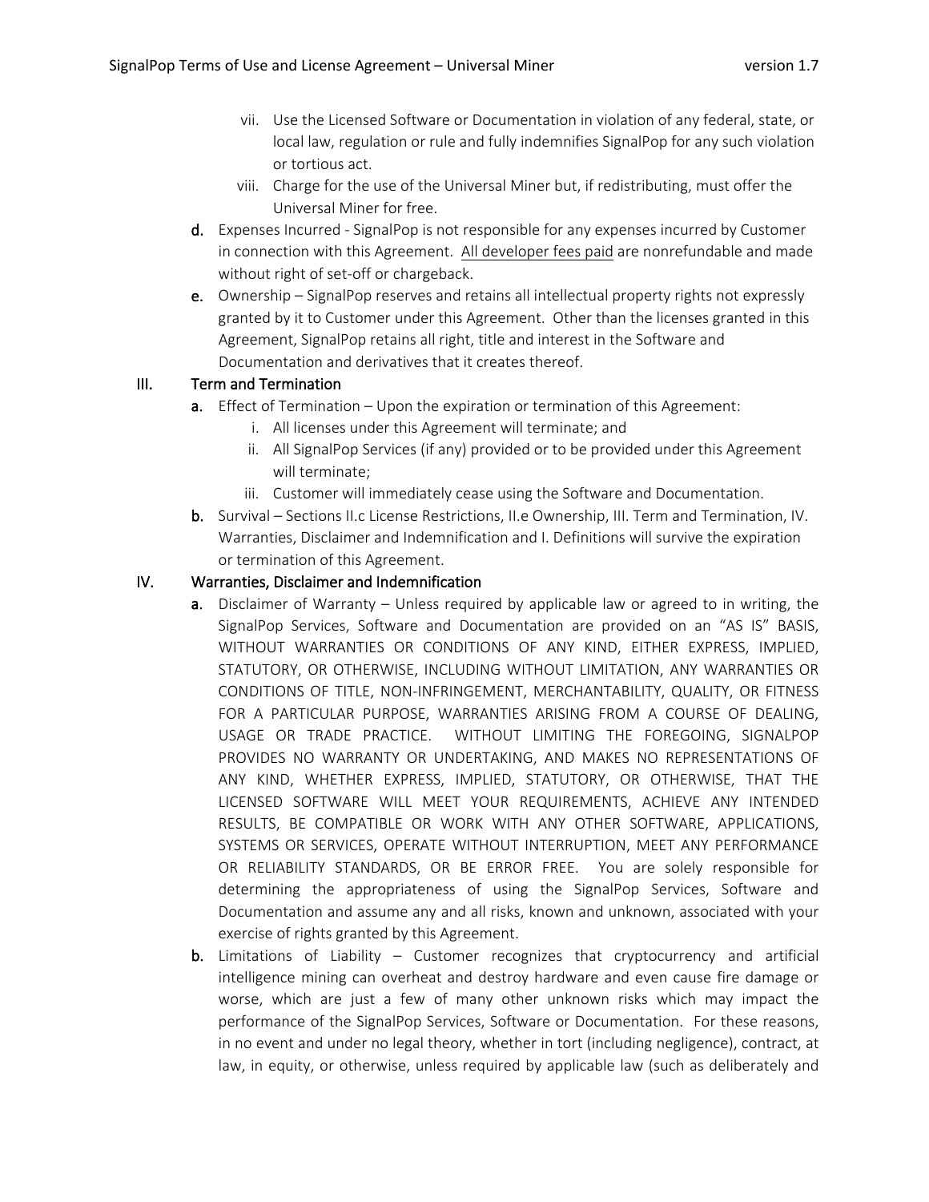vii. Use the Licensed Software or Documentation in violation of any federal, state, or local law, regulation or rule and fully indemnifies SignalPop for any such violation or tortious act.

viii. Charge for the use of the Universal Miner but, if redistributing, must offer the Universal Miner for free.

**d.** Expenses Incurred - SignalPop is not responsible for any expenses incurred by Customer in connection with this Agreement. <u>All developer fees paid</u> are nonrefundable and made without right of set-off or chargeback.

**e.** Ownership – SignalPop reserves and retains all intellectual property rights not expressly granted by it to Customer under this Agreement. Other than the licenses granted in this Agreement, SignalPop retains all right, title and interest in the Software and Documentation and derivatives that it creates thereof.

## III. Term and Termination

**a.** Effect of Termination – Upon the expiration or termination of this Agreement:

i. All licenses under this Agreement will terminate; and

ii. All SignalPop Services (if any) provided or to be provided under this Agreement will terminate;

iii. Customer will immediately cease using the Software and Documentation.

**b.** Survival – Sections II.c License Restrictions, II.e Ownership, III. Term and Termination, IV. Warranties, Disclaimer and Indemnification and I. Definitions will survive the expiration or termination of this Agreement.

## IV. Warranties, Disclaimer and Indemnification

**a.** Disclaimer of Warranty – Unless required by applicable law or agreed to in writing, the SignalPop Services, Software and Documentation are provided on an "AS IS" BASIS, WITHOUT WARRANTIES OR CONDITIONS OF ANY KIND, EITHER EXPRESS, IMPLIED, STATUTORY, OR OTHERWISE, INCLUDING WITHOUT LIMITATION, ANY WARRANTIES OR CONDITIONS OF TITLE, NON-INFRINGEMENT, MERCHANTABILITY, QUALITY, OR FITNESS FOR A PARTICULAR PURPOSE, WARRANTIES ARISING FROM A COURSE OF DEALING, USAGE OR TRADE PRACTICE. WITHOUT LIMITING THE FOREGOING, SIGNALPOP PROVIDES NO WARRANTY OR UNDERTAKING, AND MAKES NO REPRESENTATIONS OF ANY KIND, WHETHER EXPRESS, IMPLIED, STATUTORY, OR OTHERWISE, THAT THE LICENSED SOFTWARE WILL MEET YOUR REQUIREMENTS, ACHIEVE ANY INTENDED RESULTS, BE COMPATIBLE OR WORK WITH ANY OTHER SOFTWARE, APPLICATIONS, SYSTEMS OR SERVICES, OPERATE WITHOUT INTERRUPTION, MEET ANY PERFORMANCE OR RELIABILITY STANDARDS, OR BE ERROR FREE. You are solely responsible for determining the appropriateness of using the SignalPop Services, Software and Documentation and assume any and all risks, known and unknown, associated with your exercise of rights granted by this Agreement.

**b.** Limitations of Liability – Customer recognizes that cryptocurrency and artificial intelligence mining can overheat and destroy hardware and even cause fire damage or worse, which are just a few of many other unknown risks which may impact the performance of the SignalPop Services, Software or Documentation. For these reasons, in no event and under no legal theory, whether in tort (including negligence), contract, at law, in equity, or otherwise, unless required by applicable law (such as deliberately and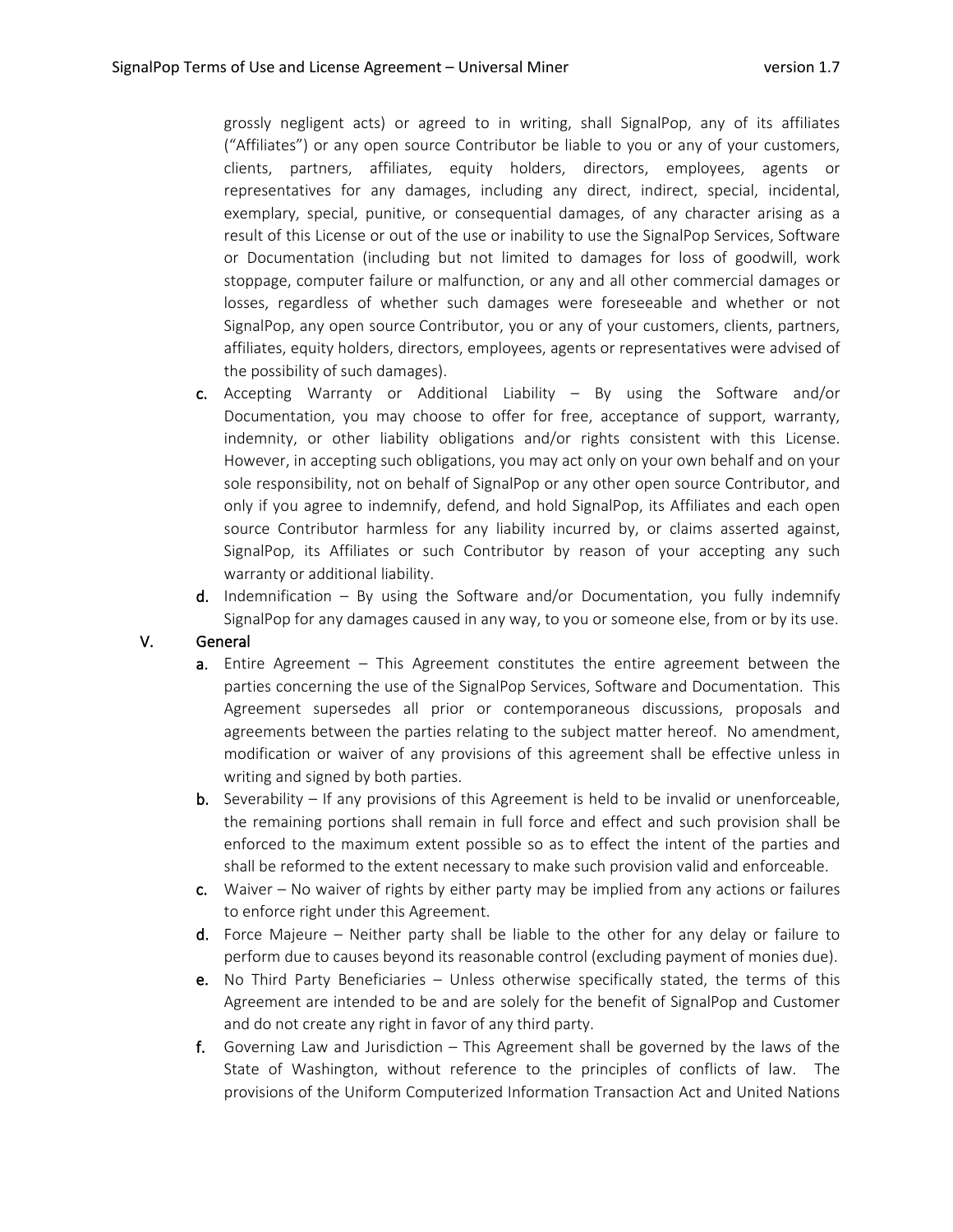grossly negligent acts) or agreed to in writing, shall SignalPop, any of its affiliates ("Affiliates") or any open source Contributor be liable to you or any of your customers, clients, partners, affiliates, equity holders, directors, employees, agents or representatives for any damages, including any direct, indirect, special, incidental, exemplary, special, punitive, or consequential damages, of any character arising as a result of this License or out of the use or inability to use the SignalPop Services, Software or Documentation (including but not limited to damages for loss of goodwill, work stoppage, computer failure or malfunction, or any and all other commercial damages or losses, regardless of whether such damages were foreseeable and whether or not SignalPop, any open source Contributor, you or any of your customers, clients, partners, affiliates, equity holders, directors, employees, agents or representatives were advised of the possibility of such damages).

c. Accepting Warranty or Additional Liability – By using the Software and/or Documentation, you may choose to offer for free, acceptance of support, warranty, indemnity, or other liability obligations and/or rights consistent with this License. However, in accepting such obligations, you may act only on your own behalf and on your sole responsibility, not on behalf of SignalPop or any other open source Contributor, and only if you agree to indemnify, defend, and hold SignalPop, its Affiliates and each open source Contributor harmless for any liability incurred by, or claims asserted against, SignalPop, its Affiliates or such Contributor by reason of your accepting any such warranty or additional liability.

d. Indemnification – By using the Software and/or Documentation, you fully indemnify SignalPop for any damages caused in any way, to you or someone else, from or by its use.

## V. General

a. Entire Agreement – This Agreement constitutes the entire agreement between the parties concerning the use of the SignalPop Services, Software and Documentation. This Agreement supersedes all prior or contemporaneous discussions, proposals and agreements between the parties relating to the subject matter hereof. No amendment, modification or waiver of any provisions of this agreement shall be effective unless in writing and signed by both parties.

b. Severability – If any provisions of this Agreement is held to be invalid or unenforceable, the remaining portions shall remain in full force and effect and such provision shall be enforced to the maximum extent possible so as to effect the intent of the parties and shall be reformed to the extent necessary to make such provision valid and enforceable.

c. Waiver – No waiver of rights by either party may be implied from any actions or failures to enforce right under this Agreement.

d. Force Majeure – Neither party shall be liable to the other for any delay or failure to perform due to causes beyond its reasonable control (excluding payment of monies due).

e. No Third Party Beneficiaries – Unless otherwise specifically stated, the terms of this Agreement are intended to be and are solely for the benefit of SignalPop and Customer and do not create any right in favor of any third party.

f. Governing Law and Jurisdiction – This Agreement shall be governed by the laws of the State of Washington, without reference to the principles of conflicts of law. The provisions of the Uniform Computerized Information Transaction Act and United Nations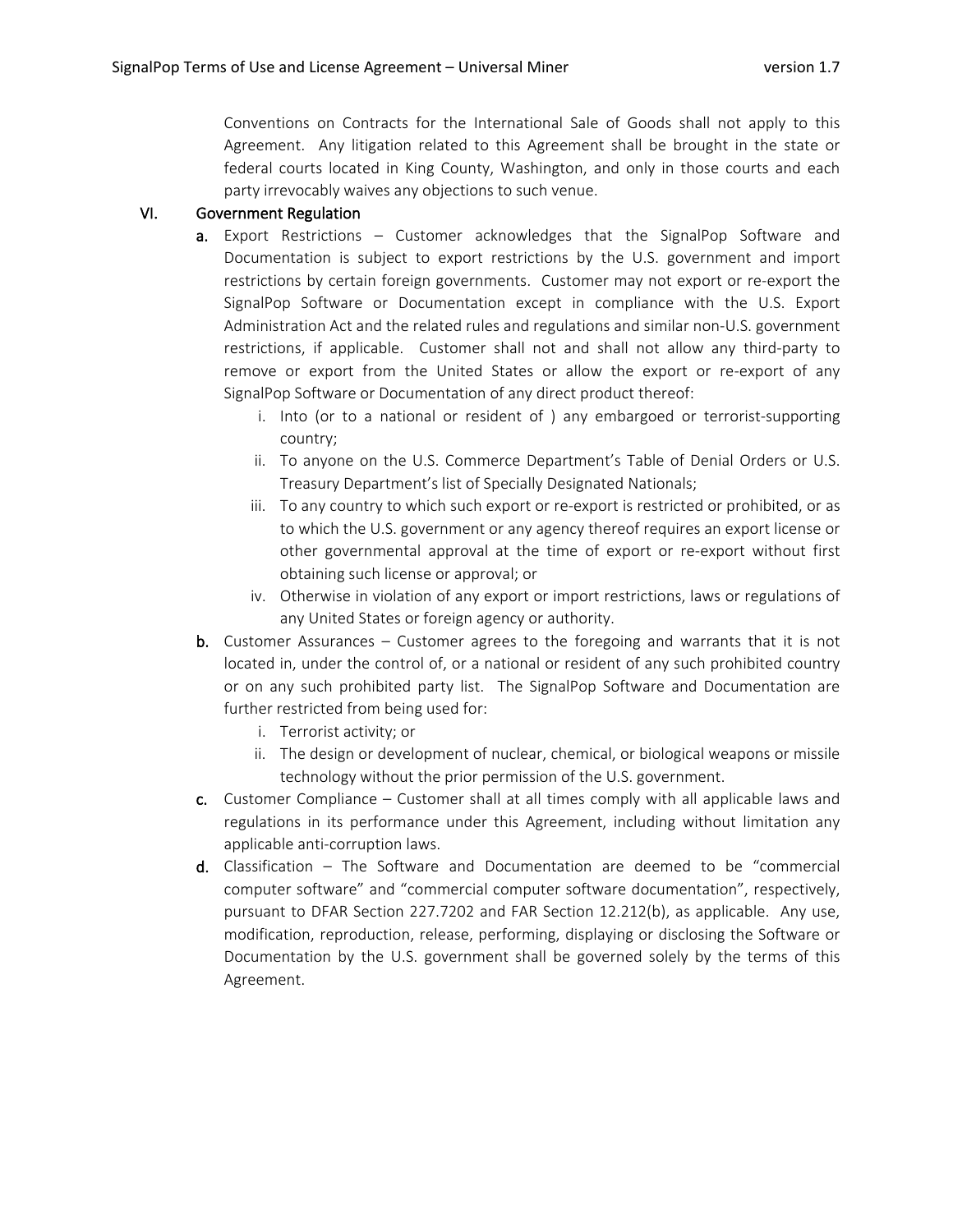Conventions on Contracts for the International Sale of Goods shall not apply to this Agreement. Any litigation related to this Agreement shall be brought in the state or federal courts located in King County, Washington, and only in those courts and each party irrevocably waives any objections to such venue.

## VI. Government Regulation

**a.** Export Restrictions – Customer acknowledges that the SignalPop Software and Documentation is subject to export restrictions by the U.S. government and import restrictions by certain foreign governments. Customer may not export or re-export the SignalPop Software or Documentation except in compliance with the U.S. Export Administration Act and the related rules and regulations and similar non-U.S. government restrictions, if applicable. Customer shall not and shall not allow any third-party to remove or export from the United States or allow the export or re-export of any SignalPop Software or Documentation of any direct product thereof:

  i. Into (or to a national or resident of ) any embargoed or terrorist-supporting country;

  ii. To anyone on the U.S. Commerce Department's Table of Denial Orders or U.S. Treasury Department's list of Specially Designated Nationals;

  iii. To any country to which such export or re-export is restricted or prohibited, or as to which the U.S. government or any agency thereof requires an export license or other governmental approval at the time of export or re-export without first obtaining such license or approval; or

  iv. Otherwise in violation of any export or import restrictions, laws or regulations of any United States or foreign agency or authority.

**b.** Customer Assurances – Customer agrees to the foregoing and warrants that it is not located in, under the control of, or a national or resident of any such prohibited country or on any such prohibited party list. The SignalPop Software and Documentation are further restricted from being used for:

  i. Terrorist activity; or

  ii. The design or development of nuclear, chemical, or biological weapons or missile technology without the prior permission of the U.S. government.

**c.** Customer Compliance – Customer shall at all times comply with all applicable laws and regulations in its performance under this Agreement, including without limitation any applicable anti-corruption laws.

**d.** Classification – The Software and Documentation are deemed to be "commercial computer software" and "commercial computer software documentation", respectively, pursuant to DFAR Section 227.7202 and FAR Section 12.212(b), as applicable. Any use, modification, reproduction, release, performing, displaying or disclosing the Software or Documentation by the U.S. government shall be governed solely by the terms of this Agreement.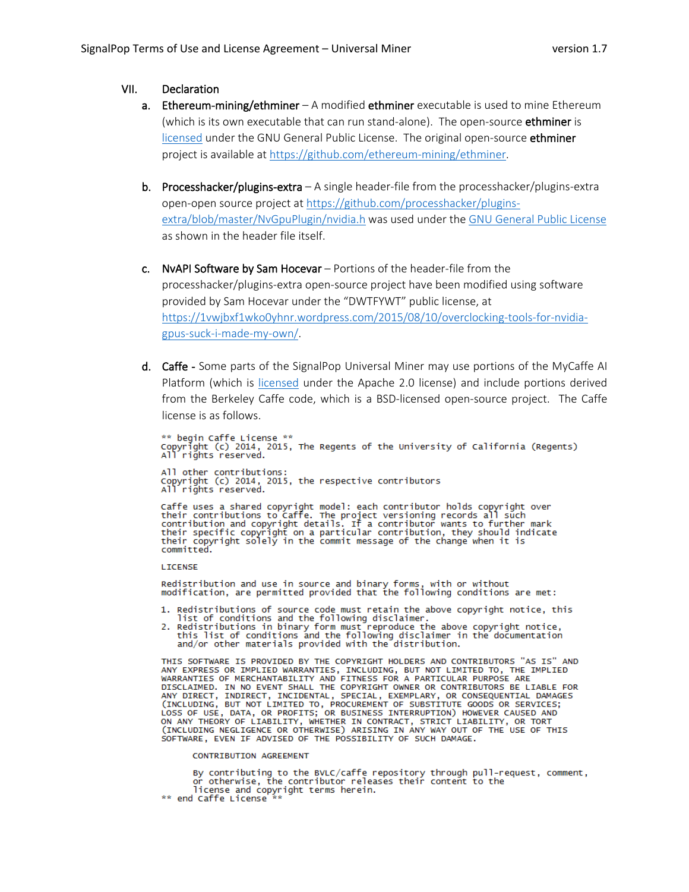VII. Declaration

a. **Ethereum-mining/ethminer** – A modified **ethminer** executable is used to mine Ethereum (which is its own executable that can run stand-alone). The open-source **ethminer** is licensed under the GNU General Public License. The original open-source **ethminer** project is available at https://github.com/ethereum-mining/ethminer.

b. **Processhacker/plugins-extra** – A single header-file from the processhacker/plugins-extra open-open source project at https://github.com/processhacker/plugins-extra/blob/master/NvGpuPlugin/nvidia.h was used under the GNU General Public License as shown in the header file itself.

c. **NvAPI Software by Sam Hocevar** – Portions of the header-file from the processhacker/plugins-extra open-source project have been modified using software provided by Sam Hocevar under the "DWTFYWT" public license, at https://1vwjbxf1wko0yhnr.wordpress.com/2015/08/10/overclocking-tools-for-nvidia-gpus-suck-i-made-my-own/.

d. **Caffe** - Some parts of the SignalPop Universal Miner may use portions of the MyCaffe AI Platform (which is licensed under the Apache 2.0 license) and include portions derived from the Berkeley Caffe code, which is a BSD-licensed open-source project. The Caffe license is as follows.

```
** begin Caffe License **
Copyright (c) 2014, 2015, The Regents of the University of California (Regents)
All rights reserved.

All other contributions:
Copyright (c) 2014, 2015, the respective contributors
All rights reserved.

Caffe uses a shared copyright model: each contributor holds copyright over
their contributions to Caffe. The project versioning records all such
contribution and copyright details. If a contributor wants to further mark
their specific copyright on a particular contribution, they should indicate
their copyright solely in the commit message of the change when it is
committed.

LICENSE

Redistribution and use in source and binary forms, with or without
modification, are permitted provided that the following conditions are met:

1. Redistributions of source code must retain the above copyright notice, this
   list of conditions and the following disclaimer.
2. Redistributions in binary form must reproduce the above copyright notice,
   this list of conditions and the following disclaimer in the documentation
   and/or other materials provided with the distribution.

THIS SOFTWARE IS PROVIDED BY THE COPYRIGHT HOLDERS AND CONTRIBUTORS "AS IS" AND
ANY EXPRESS OR IMPLIED WARRANTIES, INCLUDING, BUT NOT LIMITED TO, THE IMPLIED
WARRANTIES OF MERCHANTABILITY AND FITNESS FOR A PARTICULAR PURPOSE ARE
DISCLAIMED. IN NO EVENT SHALL THE COPYRIGHT OWNER OR CONTRIBUTORS BE LIABLE FOR
ANY DIRECT, INDIRECT, INCIDENTAL, SPECIAL, EXEMPLARY, OR CONSEQUENTIAL DAMAGES
(INCLUDING, BUT NOT LIMITED TO, PROCUREMENT OF SUBSTITUTE GOODS OR SERVICES;
LOSS OF USE, DATA, OR PROFITS; OR BUSINESS INTERRUPTION) HOWEVER CAUSED AND
ON ANY THEORY OF LIABILITY, WHETHER IN CONTRACT, STRICT LIABILITY, OR TORT
(INCLUDING NEGLIGENCE OR OTHERWISE) ARISING IN ANY WAY OUT OF THE USE OF THIS
SOFTWARE, EVEN IF ADVISED OF THE POSSIBILITY OF SUCH DAMAGE.

        CONTRIBUTION AGREEMENT

        By contributing to the BVLC/caffe repository through pull-request, comment,
        or otherwise, the contributor releases their content to the
        license and copyright terms herein.
** end Caffe License **
```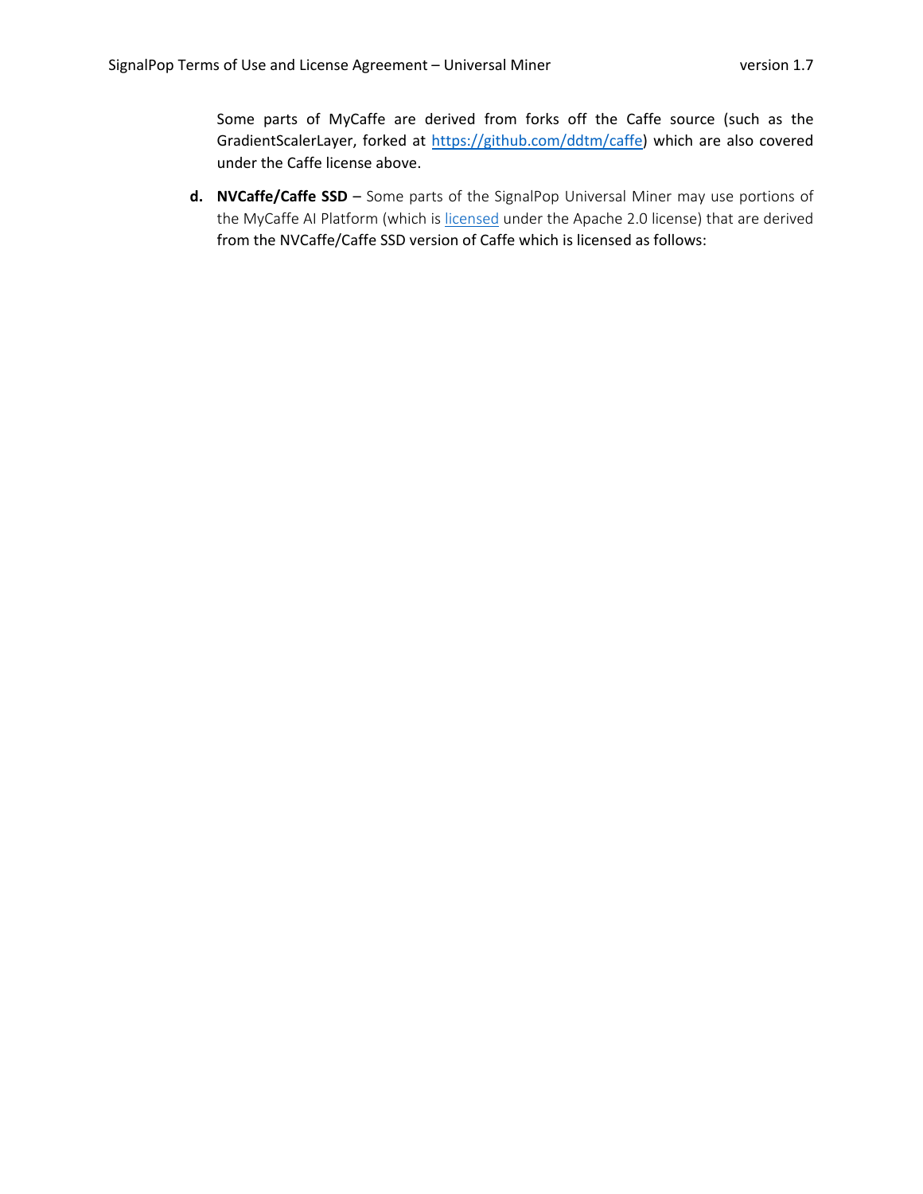Some parts of MyCaffe are derived from forks off the Caffe source (such as the GradientScalerLayer, forked at [https://github.com/ddtm/caffe](https://github.com/ddtm/caffe)) which are also covered under the Caffe license above.

**d.** **NVCaffe/Caffe SSD** – Some parts of the SignalPop Universal Miner may use portions of the MyCaffe AI Platform (which is licensed under the Apache 2.0 license) that are derived from the NVCaffe/Caffe SSD version of Caffe which is licensed as follows: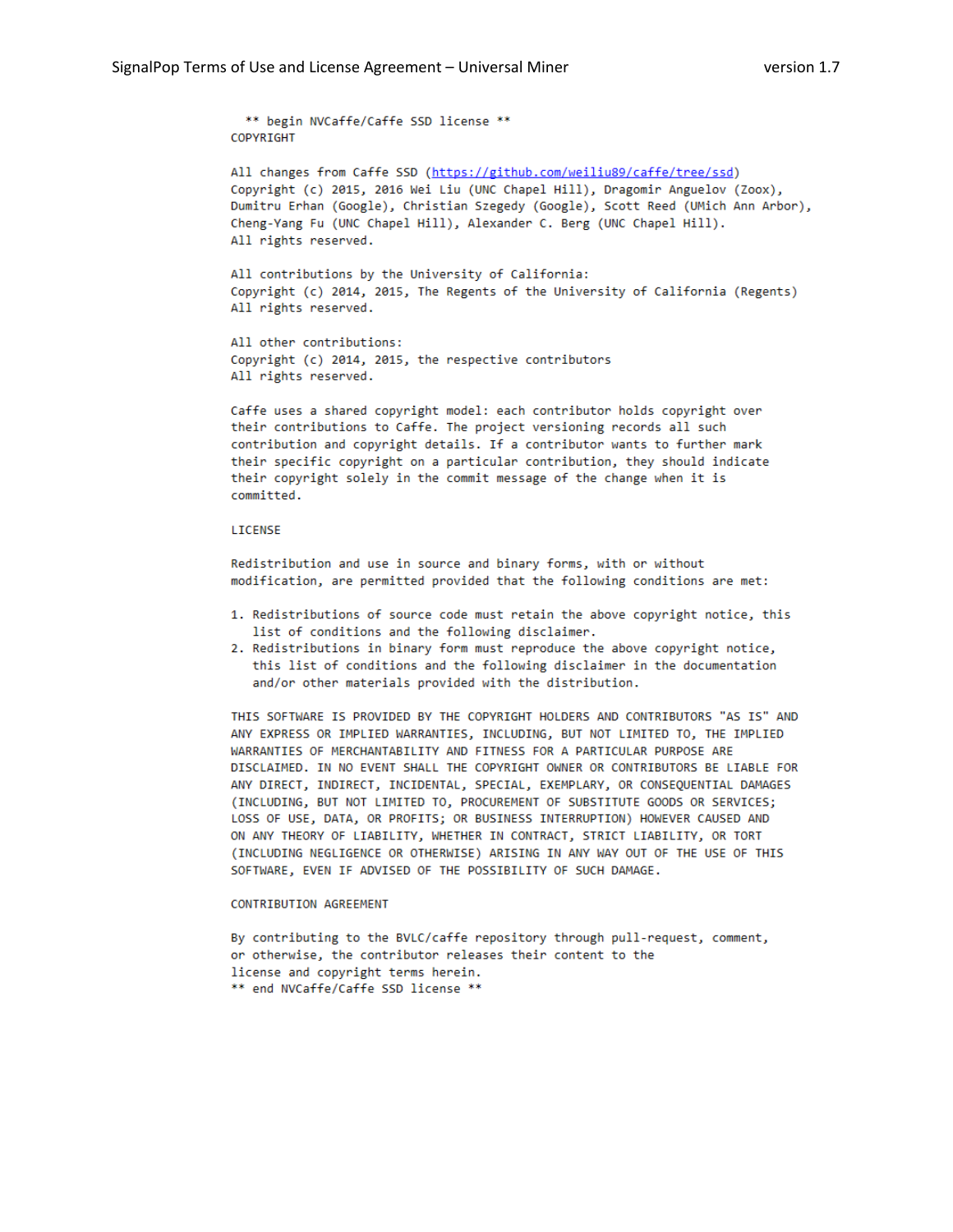** begin NVCaffe/Caffe SSD license **

COPYRIGHT

All changes from Caffe SSD (https://github.com/weiliu89/caffe/tree/ssd)
Copyright (c) 2015, 2016 Wei Liu (UNC Chapel Hill), Dragomir Anguelov (Zoox), Dumitru Erhan (Google), Christian Szegedy (Google), Scott Reed (UMich Ann Arbor), Cheng-Yang Fu (UNC Chapel Hill), Alexander C. Berg (UNC Chapel Hill).
All rights reserved.

All contributions by the University of California:
Copyright (c) 2014, 2015, The Regents of the University of California (Regents)
All rights reserved.

All other contributions:
Copyright (c) 2014, 2015, the respective contributors
All rights reserved.

Caffe uses a shared copyright model: each contributor holds copyright over their contributions to Caffe. The project versioning records all such contribution and copyright details. If a contributor wants to further mark their specific copyright on a particular contribution, they should indicate their copyright solely in the commit message of the change when it is committed.

LICENSE

Redistribution and use in source and binary forms, with or without modification, are permitted provided that the following conditions are met:

1. Redistributions of source code must retain the above copyright notice, this list of conditions and the following disclaimer.
2. Redistributions in binary form must reproduce the above copyright notice, this list of conditions and the following disclaimer in the documentation and/or other materials provided with the distribution.

THIS SOFTWARE IS PROVIDED BY THE COPYRIGHT HOLDERS AND CONTRIBUTORS "AS IS" AND ANY EXPRESS OR IMPLIED WARRANTIES, INCLUDING, BUT NOT LIMITED TO, THE IMPLIED WARRANTIES OF MERCHANTABILITY AND FITNESS FOR A PARTICULAR PURPOSE ARE DISCLAIMED. IN NO EVENT SHALL THE COPYRIGHT OWNER OR CONTRIBUTORS BE LIABLE FOR ANY DIRECT, INDIRECT, INCIDENTAL, SPECIAL, EXEMPLARY, OR CONSEQUENTIAL DAMAGES (INCLUDING, BUT NOT LIMITED TO, PROCUREMENT OF SUBSTITUTE GOODS OR SERVICES; LOSS OF USE, DATA, OR PROFITS; OR BUSINESS INTERRUPTION) HOWEVER CAUSED AND ON ANY THEORY OF LIABILITY, WHETHER IN CONTRACT, STRICT LIABILITY, OR TORT (INCLUDING NEGLIGENCE OR OTHERWISE) ARISING IN ANY WAY OUT OF THE USE OF THIS SOFTWARE, EVEN IF ADVISED OF THE POSSIBILITY OF SUCH DAMAGE.

CONTRIBUTION AGREEMENT

By contributing to the BVLC/caffe repository through pull-request, comment, or otherwise, the contributor releases their content to the license and copyright terms herein.

** end NVCaffe/Caffe SSD license **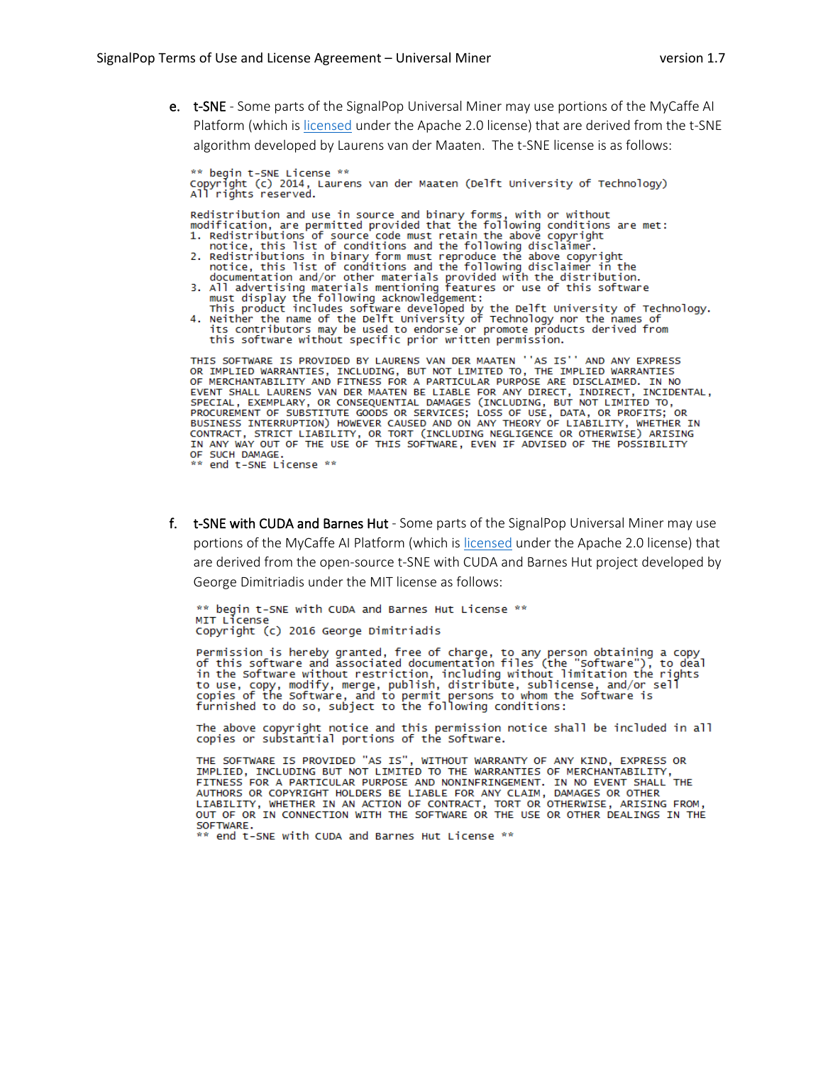e. **t-SNE** - Some parts of the SignalPop Universal Miner may use portions of the MyCaffe AI Platform (which is licensed under the Apache 2.0 license) that are derived from the t-SNE algorithm developed by Laurens van der Maaten. The t-SNE license is as follows:

```
** begin t-SNE License **
Copyright (c) 2014, Laurens van der Maaten (Delft University of Technology)
All rights reserved.

Redistribution and use in source and binary forms, with or without
modification, are permitted provided that the following conditions are met:
1. Redistributions of source code must retain the above copyright
   notice, this list of conditions and the following disclaimer.
2. Redistributions in binary form must reproduce the above copyright
   notice, this list of conditions and the following disclaimer in the
   documentation and/or other materials provided with the distribution.
3. All advertising materials mentioning features or use of this software
   must display the following acknowledgement:
   This product includes software developed by the Delft University of Technology.
4. Neither the name of the Delft University of Technology nor the names of
   its contributors may be used to endorse or promote products derived from
   this software without specific prior written permission.

THIS SOFTWARE IS PROVIDED BY LAURENS VAN DER MAATEN ''AS IS'' AND ANY EXPRESS
OR IMPLIED WARRANTIES, INCLUDING, BUT NOT LIMITED TO, THE IMPLIED WARRANTIES
OF MERCHANTABILITY AND FITNESS FOR A PARTICULAR PURPOSE ARE DISCLAIMED. IN NO
EVENT SHALL LAURENS VAN DER MAATEN BE LIABLE FOR ANY DIRECT, INDIRECT, INCIDENTAL,
SPECIAL, EXEMPLARY, OR CONSEQUENTIAL DAMAGES (INCLUDING, BUT NOT LIMITED TO,
PROCUREMENT OF SUBSTITUTE GOODS OR SERVICES; LOSS OF USE, DATA, OR PROFITS; OR
BUSINESS INTERRUPTION) HOWEVER CAUSED AND ON ANY THEORY OF LIABILITY, WHETHER IN
CONTRACT, STRICT LIABILITY, OR TORT (INCLUDING NEGLIGENCE OR OTHERWISE) ARISING
IN ANY WAY OUT OF THE USE OF THIS SOFTWARE, EVEN IF ADVISED OF THE POSSIBILITY
OF SUCH DAMAGE.
** end t-SNE License **
```

f. **t-SNE with CUDA and Barnes Hut** - Some parts of the SignalPop Universal Miner may use portions of the MyCaffe AI Platform (which is licensed under the Apache 2.0 license) that are derived from the open-source t-SNE with CUDA and Barnes Hut project developed by George Dimitriadis under the MIT license as follows:

```
** begin t-SNE with CUDA and Barnes Hut License **
MIT License
Copyright (c) 2016 George Dimitriadis

Permission is hereby granted, free of charge, to any person obtaining a copy
of this software and associated documentation files (the "Software"), to deal
in the Software without restriction, including without limitation the rights
to use, copy, modify, merge, publish, distribute, sublicense, and/or sell
copies of the Software, and to permit persons to whom the Software is
furnished to do so, subject to the following conditions:

The above copyright notice and this permission notice shall be included in all
copies or substantial portions of the Software.

THE SOFTWARE IS PROVIDED "AS IS", WITHOUT WARRANTY OF ANY KIND, EXPRESS OR
IMPLIED, INCLUDING BUT NOT LIMITED TO THE WARRANTIES OF MERCHANTABILITY,
FITNESS FOR A PARTICULAR PURPOSE AND NONINFRINGEMENT. IN NO EVENT SHALL THE
AUTHORS OR COPYRIGHT HOLDERS BE LIABLE FOR ANY CLAIM, DAMAGES OR OTHER
LIABILITY, WHETHER IN AN ACTION OF CONTRACT, TORT OR OTHERWISE, ARISING FROM,
OUT OF OR IN CONNECTION WITH THE SOFTWARE OR THE USE OR OTHER DEALINGS IN THE
SOFTWARE.
** end t-SNE with CUDA and Barnes Hut License **
```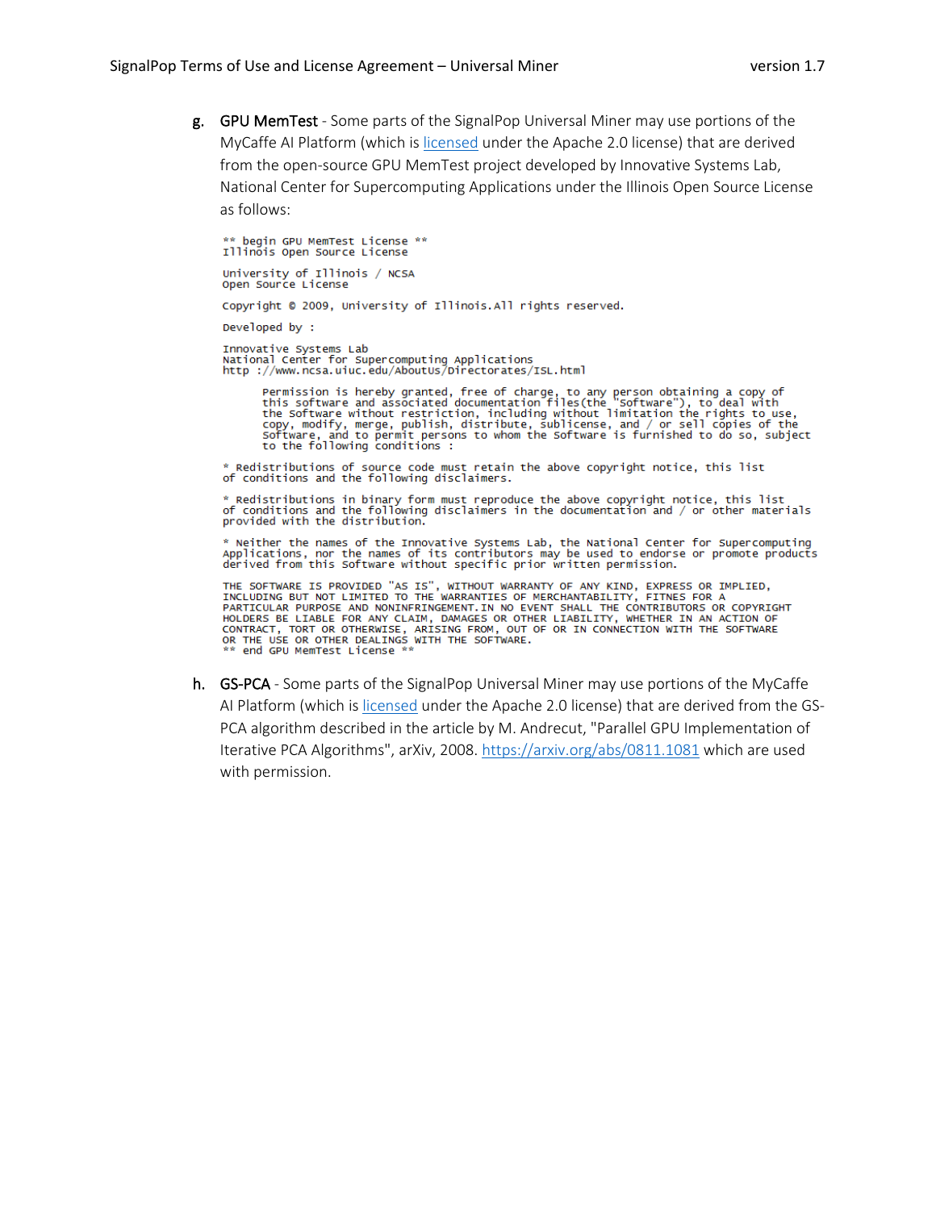g. **GPU MemTest** - Some parts of the SignalPop Universal Miner may use portions of the MyCaffe AI Platform (which is licensed under the Apache 2.0 license) that are derived from the open-source GPU MemTest project developed by Innovative Systems Lab, National Center for Supercomputing Applications under the Illinois Open Source License as follows:

```
** begin GPU MemTest License **
Illinois Open Source License

University of Illinois / NCSA
Open Source License

Copyright © 2009, University of Illinois.All rights reserved.

Developed by :

Innovative Systems Lab
National Center for Supercomputing Applications
http ://www.ncsa.uiuc.edu/AboutUs/Directorates/ISL.html

      Permission is hereby granted, free of charge, to any person obtaining a copy of
      this software and associated documentation files(the "Software"), to deal with
      the Software without restriction, including without limitation the rights to use,
      copy, modify, merge, publish, distribute, sublicense, and / or sell copies of the
      Software, and to permit persons to whom the Software is furnished to do so, subject
      to the following conditions :

* Redistributions of source code must retain the above copyright notice, this list
of conditions and the following disclaimers.

* Redistributions in binary form must reproduce the above copyright notice, this list
of conditions and the following disclaimers in the documentation and / or other materials
provided with the distribution.

* Neither the names of the Innovative Systems Lab, the National Center for Supercomputing
Applications, nor the names of its contributors may be used to endorse or promote products
derived from this Software without specific prior written permission.

THE SOFTWARE IS PROVIDED "AS IS", WITHOUT WARRANTY OF ANY KIND, EXPRESS OR IMPLIED,
INCLUDING BUT NOT LIMITED TO THE WARRANTIES OF MERCHANTABILITY, FITNES FOR A
PARTICULAR PURPOSE AND NONINFRINGEMENT.IN NO EVENT SHALL THE CONTRIBUTORS OR COPYRIGHT
HOLDERS BE LIABLE FOR ANY CLAIM, DAMAGES OR OTHER LIABILITY, WHETHER IN AN ACTION OF
CONTRACT, TORT OR OTHERWISE, ARISING FROM, OUT OF OR IN CONNECTION WITH THE SOFTWARE
OR THE USE OR OTHER DEALINGS WITH THE SOFTWARE.
** end GPU MemTest License **
```

h. **GS-PCA** - Some parts of the SignalPop Universal Miner may use portions of the MyCaffe AI Platform (which is licensed under the Apache 2.0 license) that are derived from the GS-PCA algorithm described in the article by M. Andrecut, "Parallel GPU Implementation of Iterative PCA Algorithms", arXiv, 2008. https://arxiv.org/abs/0811.1081 which are used with permission.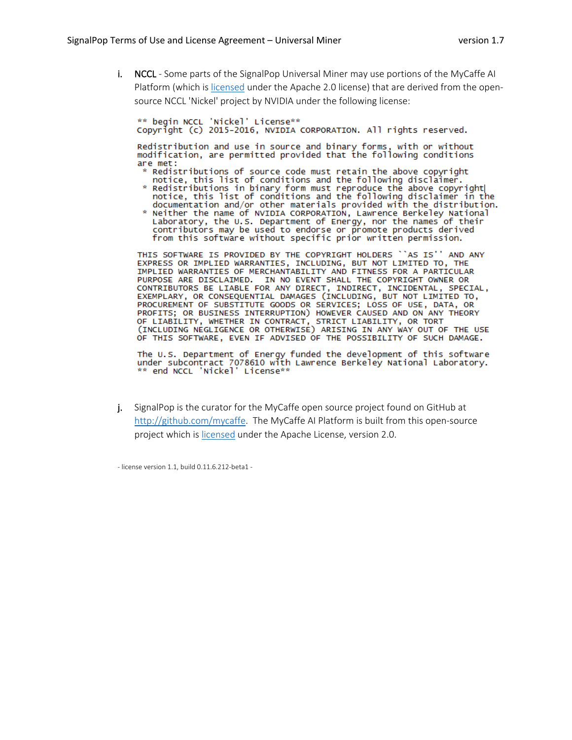i. **NCCL** - Some parts of the SignalPop Universal Miner may use portions of the MyCaffe AI Platform (which is licensed under the Apache 2.0 license) that are derived from the open-source NCCL 'Nickel' project by NVIDIA under the following license:

```
** begin NCCL 'Nickel' License**
Copyright (c) 2015-2016, NVIDIA CORPORATION. All rights reserved.

Redistribution and use in source and binary forms, with or without
modification, are permitted provided that the following conditions
are met:
 * Redistributions of source code must retain the above copyright
   notice, this list of conditions and the following disclaimer.
 * Redistributions in binary form must reproduce the above copyright
   notice, this list of conditions and the following disclaimer in the
   documentation and/or other materials provided with the distribution.
 * Neither the name of NVIDIA CORPORATION, Lawrence Berkeley National
   Laboratory, the U.S. Department of Energy, nor the names of their
   contributors may be used to endorse or promote products derived
   from this software without specific prior written permission.

THIS SOFTWARE IS PROVIDED BY THE COPYRIGHT HOLDERS ``AS IS'' AND ANY
EXPRESS OR IMPLIED WARRANTIES, INCLUDING, BUT NOT LIMITED TO, THE
IMPLIED WARRANTIES OF MERCHANTABILITY AND FITNESS FOR A PARTICULAR
PURPOSE ARE DISCLAIMED.  IN NO EVENT SHALL THE COPYRIGHT OWNER OR
CONTRIBUTORS BE LIABLE FOR ANY DIRECT, INDIRECT, INCIDENTAL, SPECIAL,
EXEMPLARY, OR CONSEQUENTIAL DAMAGES (INCLUDING, BUT NOT LIMITED TO,
PROCUREMENT OF SUBSTITUTE GOODS OR SERVICES; LOSS OF USE, DATA, OR
PROFITS; OR BUSINESS INTERRUPTION) HOWEVER CAUSED AND ON ANY THEORY
OF LIABILITY, WHETHER IN CONTRACT, STRICT LIABILITY, OR TORT
(INCLUDING NEGLIGENCE OR OTHERWISE) ARISING IN ANY WAY OUT OF THE USE
OF THIS SOFTWARE, EVEN IF ADVISED OF THE POSSIBILITY OF SUCH DAMAGE.

The U.S. Department of Energy funded the development of this software
under subcontract 7078610 with Lawrence Berkeley National Laboratory.
** end NCCL 'Nickel' License**
```

j. SignalPop is the curator for the MyCaffe open source project found on GitHub at http://github.com/mycaffe. The MyCaffe AI Platform is built from this open-source project which is licensed under the Apache License, version 2.0.

- license version 1.1, build 0.11.6.212-beta1 -